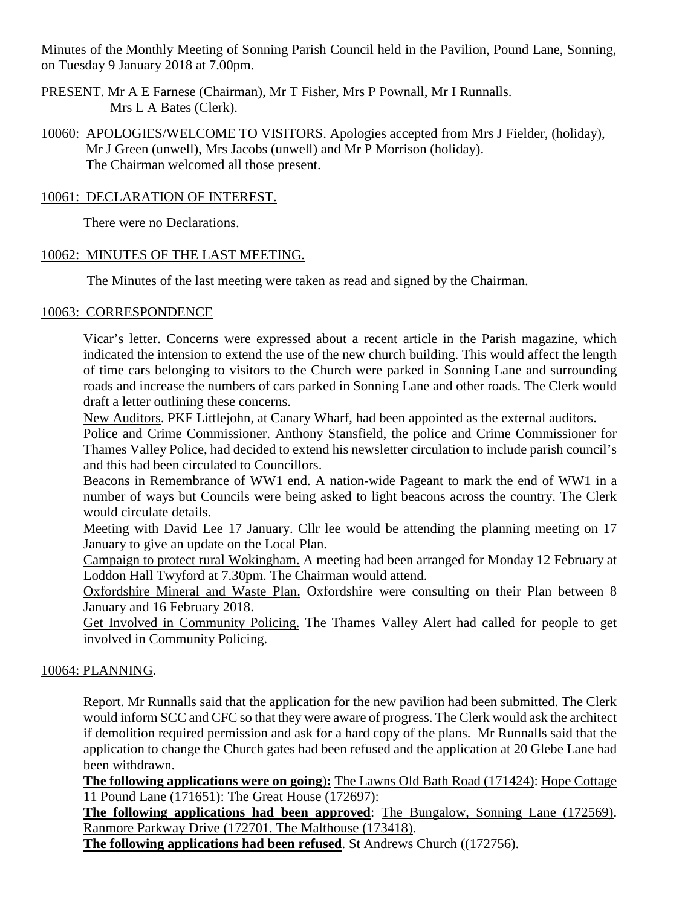Minutes of the Monthly Meeting of Sonning Parish Council held in the Pavilion, Pound Lane, Sonning, on Tuesday 9 January 2018 at 7.00pm.

PRESENT. Mr A E Farnese (Chairman), Mr T Fisher, Mrs P Pownall, Mr I Runnalls.
Mrs L A Bates (Clerk).

10060: APOLOGIES/WELCOME TO VISITORS. Apologies accepted from Mrs J Fielder, (holiday), Mr J Green (unwell), Mrs Jacobs (unwell) and Mr P Morrison (holiday).
The Chairman welcomed all those present.

10061: DECLARATION OF INTEREST.

There were no Declarations.

10062: MINUTES OF THE LAST MEETING.

The Minutes of the last meeting were taken as read and signed by the Chairman.

10063: CORRESPONDENCE

Vicar's letter. Concerns were expressed about a recent article in the Parish magazine, which indicated the intension to extend the use of the new church building. This would affect the length of time cars belonging to visitors to the Church were parked in Sonning Lane and surrounding roads and increase the numbers of cars parked in Sonning Lane and other roads. The Clerk would draft a letter outlining these concerns.

New Auditors. PKF Littlejohn, at Canary Wharf, had been appointed as the external auditors.

Police and Crime Commissioner. Anthony Stansfield, the police and Crime Commissioner for Thames Valley Police, had decided to extend his newsletter circulation to include parish council's and this had been circulated to Councillors.

Beacons in Remembrance of WW1 end. A nation-wide Pageant to mark the end of WW1 in a number of ways but Councils were being asked to light beacons across the country. The Clerk would circulate details.

Meeting with David Lee 17 January. Cllr lee would be attending the planning meeting on 17 January to give an update on the Local Plan.

Campaign to protect rural Wokingham. A meeting had been arranged for Monday 12 February at Loddon Hall Twyford at 7.30pm. The Chairman would attend.

Oxfordshire Mineral and Waste Plan. Oxfordshire were consulting on their Plan between 8 January and 16 February 2018.

Get Involved in Community Policing. The Thames Valley Alert had called for people to get involved in Community Policing.

10064: PLANNING.

Report. Mr Runnalls said that the application for the new pavilion had been submitted. The Clerk would inform SCC and CFC so that they were aware of progress. The Clerk would ask the architect if demolition required permission and ask for a hard copy of the plans. Mr Runnalls said that the application to change the Church gates had been refused and the application at 20 Glebe Lane had been withdrawn.

**The following applications were on going):** The Lawns Old Bath Road (171424): Hope Cottage 11 Pound Lane (171651): The Great House (172697):

**The following applications had been approved**: The Bungalow, Sonning Lane (172569). Ranmore Parkway Drive (172701. The Malthouse (173418).

**The following applications had been refused**. St Andrews Church ((172756).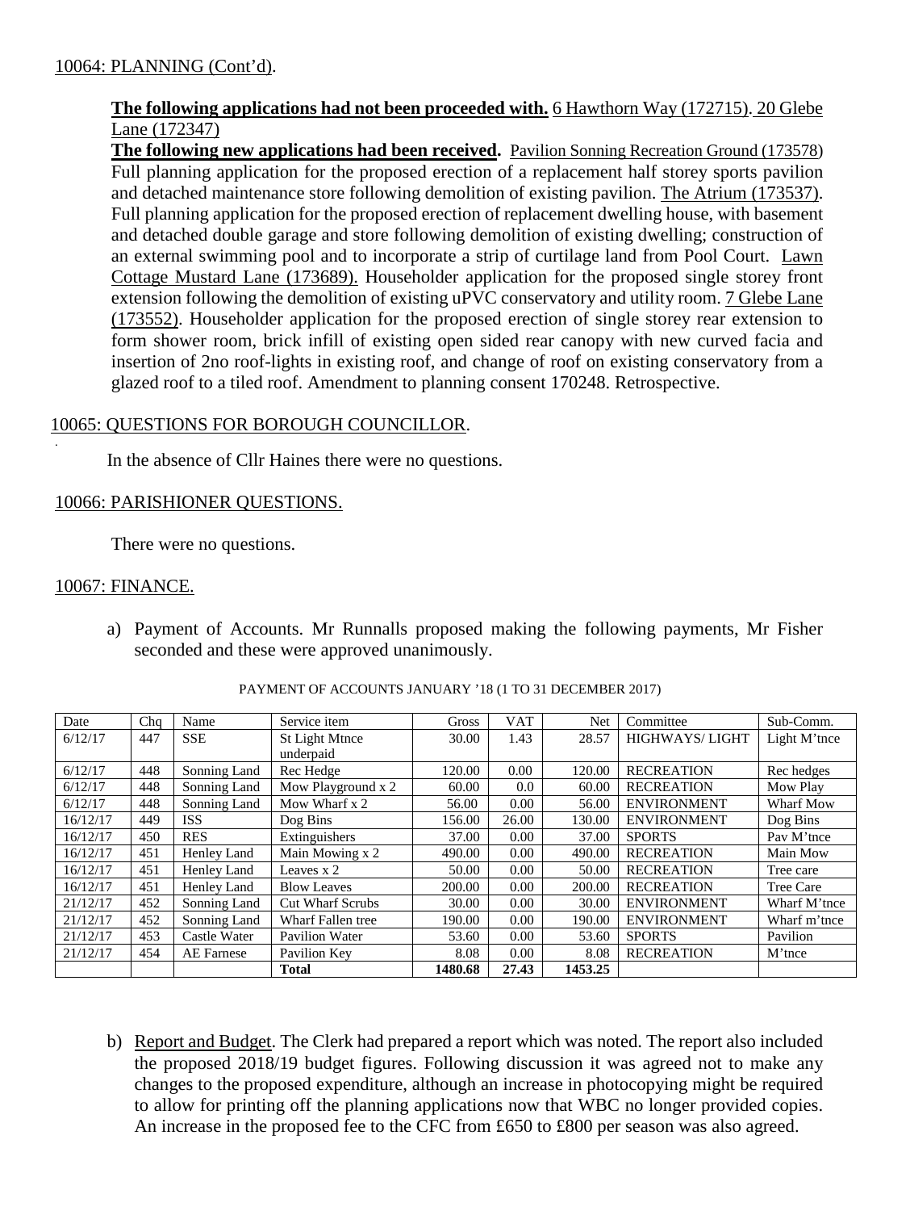10064: PLANNING (Cont'd).

**The following applications had not been proceeded with.** 6 Hawthorn Way (172715). 20 Glebe Lane (172347)

**The following new applications had been received.** Pavilion Sonning Recreation Ground (173578) Full planning application for the proposed erection of a replacement half storey sports pavilion and detached maintenance store following demolition of existing pavilion. The Atrium (173537). Full planning application for the proposed erection of replacement dwelling house, with basement and detached double garage and store following demolition of existing dwelling; construction of an external swimming pool and to incorporate a strip of curtilage land from Pool Court. Lawn Cottage Mustard Lane (173689). Householder application for the proposed single storey front extension following the demolition of existing uPVC conservatory and utility room. 7 Glebe Lane (173552). Householder application for the proposed erection of single storey rear extension to form shower room, brick infill of existing open sided rear canopy with new curved facia and insertion of 2no roof-lights in existing roof, and change of roof on existing conservatory from a glazed roof to a tiled roof. Amendment to planning consent 170248. Retrospective.

10065: QUESTIONS FOR BOROUGH COUNCILLOR.

In the absence of Cllr Haines there were no questions.

10066: PARISHIONER QUESTIONS.

There were no questions.

10067: FINANCE.

a) Payment of Accounts. Mr Runnalls proposed making the following payments, Mr Fisher seconded and these were approved unanimously.

PAYMENT OF ACCOUNTS JANUARY '18 (1 TO 31 DECEMBER 2017)

| Date | Chq | Name | Service item | Gross | VAT | Net | Committee | Sub-Comm. |
|---|---|---|---|---|---|---|---|---|
| 6/12/17 | 447 | SSE | St Light Mtnce underpaid | 30.00 | 1.43 | 28.57 | HIGHWAYS/ LIGHT | Light M'tnce |
| 6/12/17 | 448 | Sonning Land | Rec Hedge | 120.00 | 0.00 | 120.00 | RECREATION | Rec hedges |
| 6/12/17 | 448 | Sonning Land | Mow Playground x 2 | 60.00 | 0.0 | 60.00 | RECREATION | Mow Play |
| 6/12/17 | 448 | Sonning Land | Mow Wharf x 2 | 56.00 | 0.00 | 56.00 | ENVIRONMENT | Wharf Mow |
| 16/12/17 | 449 | ISS | Dog Bins | 156.00 | 26.00 | 130.00 | ENVIRONMENT | Dog Bins |
| 16/12/17 | 450 | RES | Extinguishers | 37.00 | 0.00 | 37.00 | SPORTS | Pav M'tnce |
| 16/12/17 | 451 | Henley Land | Main Mowing x 2 | 490.00 | 0.00 | 490.00 | RECREATION | Main Mow |
| 16/12/17 | 451 | Henley Land | Leaves x 2 | 50.00 | 0.00 | 50.00 | RECREATION | Tree care |
| 16/12/17 | 451 | Henley Land | Blow Leaves | 200.00 | 0.00 | 200.00 | RECREATION | Tree Care |
| 21/12/17 | 452 | Sonning Land | Cut Wharf Scrubs | 30.00 | 0.00 | 30.00 | ENVIRONMENT | Wharf M'tnce |
| 21/12/17 | 452 | Sonning Land | Wharf Fallen tree | 190.00 | 0.00 | 190.00 | ENVIRONMENT | Wharf m'tnce |
| 21/12/17 | 453 | Castle Water | Pavilion Water | 53.60 | 0.00 | 53.60 | SPORTS | Pavilion |
| 21/12/17 | 454 | AE Farnese | Pavilion Key | 8.08 | 0.00 | 8.08 | RECREATION | M'tnce |
| | | | **Total** | **1480.68** | **27.43** | **1453.25** | | |

b) Report and Budget. The Clerk had prepared a report which was noted. The report also included the proposed 2018/19 budget figures. Following discussion it was agreed not to make any changes to the proposed expenditure, although an increase in photocopying might be required to allow for printing off the planning applications now that WBC no longer provided copies. An increase in the proposed fee to the CFC from £650 to £800 per season was also agreed.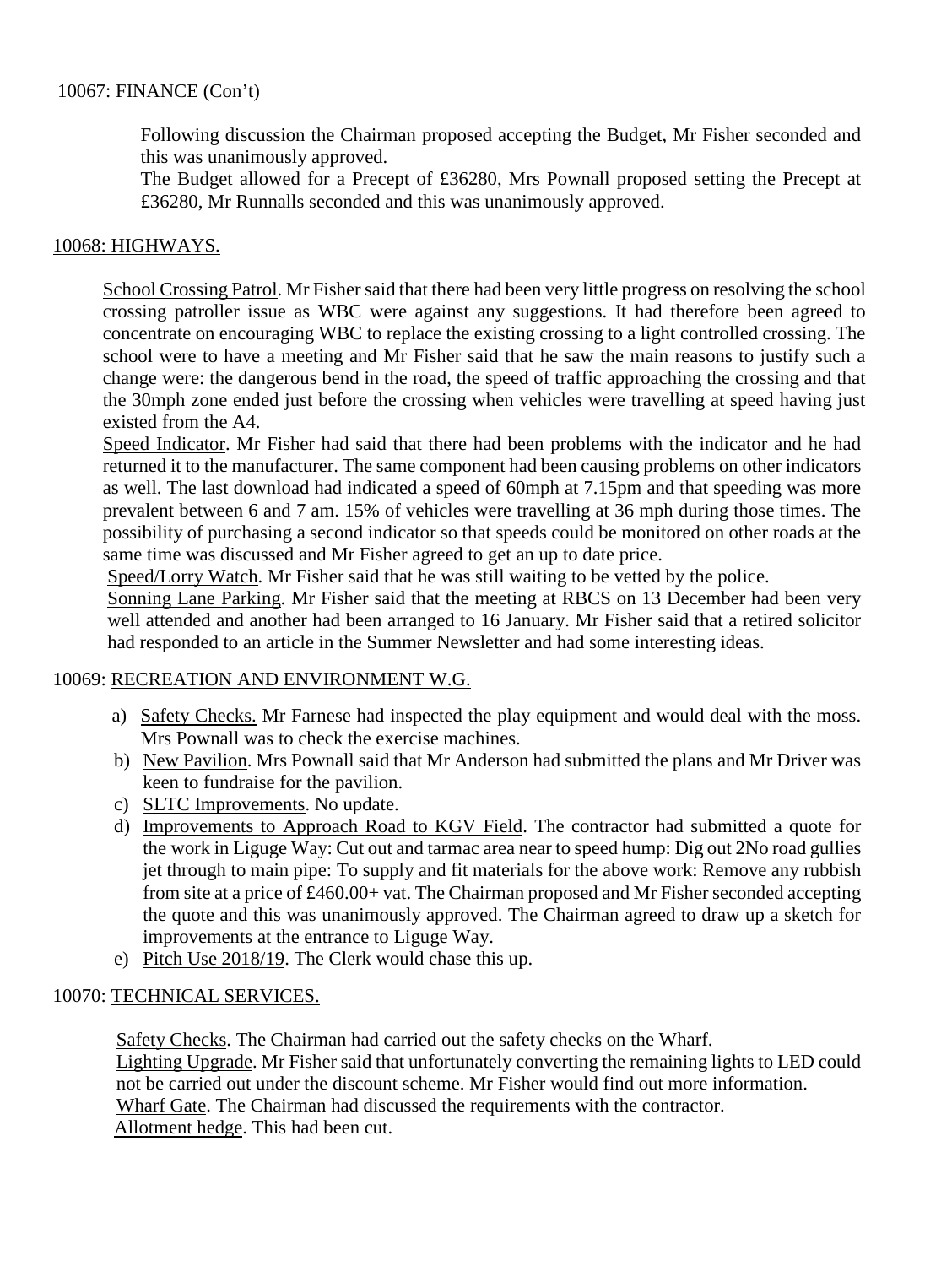10067: FINANCE (Con't)

Following discussion the Chairman proposed accepting the Budget, Mr Fisher seconded and this was unanimously approved.
The Budget allowed for a Precept of £36280, Mrs Pownall proposed setting the Precept at £36280, Mr Runnalls seconded and this was unanimously approved.

10068: HIGHWAYS.

School Crossing Patrol. Mr Fisher said that there had been very little progress on resolving the school crossing patroller issue as WBC were against any suggestions. It had therefore been agreed to concentrate on encouraging WBC to replace the existing crossing to a light controlled crossing. The school were to have a meeting and Mr Fisher said that he saw the main reasons to justify such a change were: the dangerous bend in the road, the speed of traffic approaching the crossing and that the 30mph zone ended just before the crossing when vehicles were travelling at speed having just existed from the A4.
Speed Indicator. Mr Fisher had said that there had been problems with the indicator and he had returned it to the manufacturer. The same component had been causing problems on other indicators as well. The last download had indicated a speed of 60mph at 7.15pm and that speeding was more prevalent between 6 and 7 am. 15% of vehicles were travelling at 36 mph during those times. The possibility of purchasing a second indicator so that speeds could be monitored on other roads at the same time was discussed and Mr Fisher agreed to get an up to date price.
Speed/Lorry Watch. Mr Fisher said that he was still waiting to be vetted by the police.
Sonning Lane Parking. Mr Fisher said that the meeting at RBCS on 13 December had been very well attended and another had been arranged to 16 January. Mr Fisher said that a retired solicitor had responded to an article in the Summer Newsletter and had some interesting ideas.

10069: RECREATION AND ENVIRONMENT W.G.

a) Safety Checks. Mr Farnese had inspected the play equipment and would deal with the moss. Mrs Pownall was to check the exercise machines.
b) New Pavilion. Mrs Pownall said that Mr Anderson had submitted the plans and Mr Driver was keen to fundraise for the pavilion.
c) SLTC Improvements. No update.
d) Improvements to Approach Road to KGV Field. The contractor had submitted a quote for the work in Liguge Way: Cut out and tarmac area near to speed hump: Dig out 2No road gullies jet through to main pipe: To supply and fit materials for the above work: Remove any rubbish from site at a price of £460.00+ vat. The Chairman proposed and Mr Fisher seconded accepting the quote and this was unanimously approved. The Chairman agreed to draw up a sketch for improvements at the entrance to Liguge Way.
e) Pitch Use 2018/19. The Clerk would chase this up.

10070: TECHNICAL SERVICES.

Safety Checks. The Chairman had carried out the safety checks on the Wharf.
Lighting Upgrade. Mr Fisher said that unfortunately converting the remaining lights to LED could not be carried out under the discount scheme. Mr Fisher would find out more information.
Wharf Gate. The Chairman had discussed the requirements with the contractor.
Allotment hedge. This had been cut.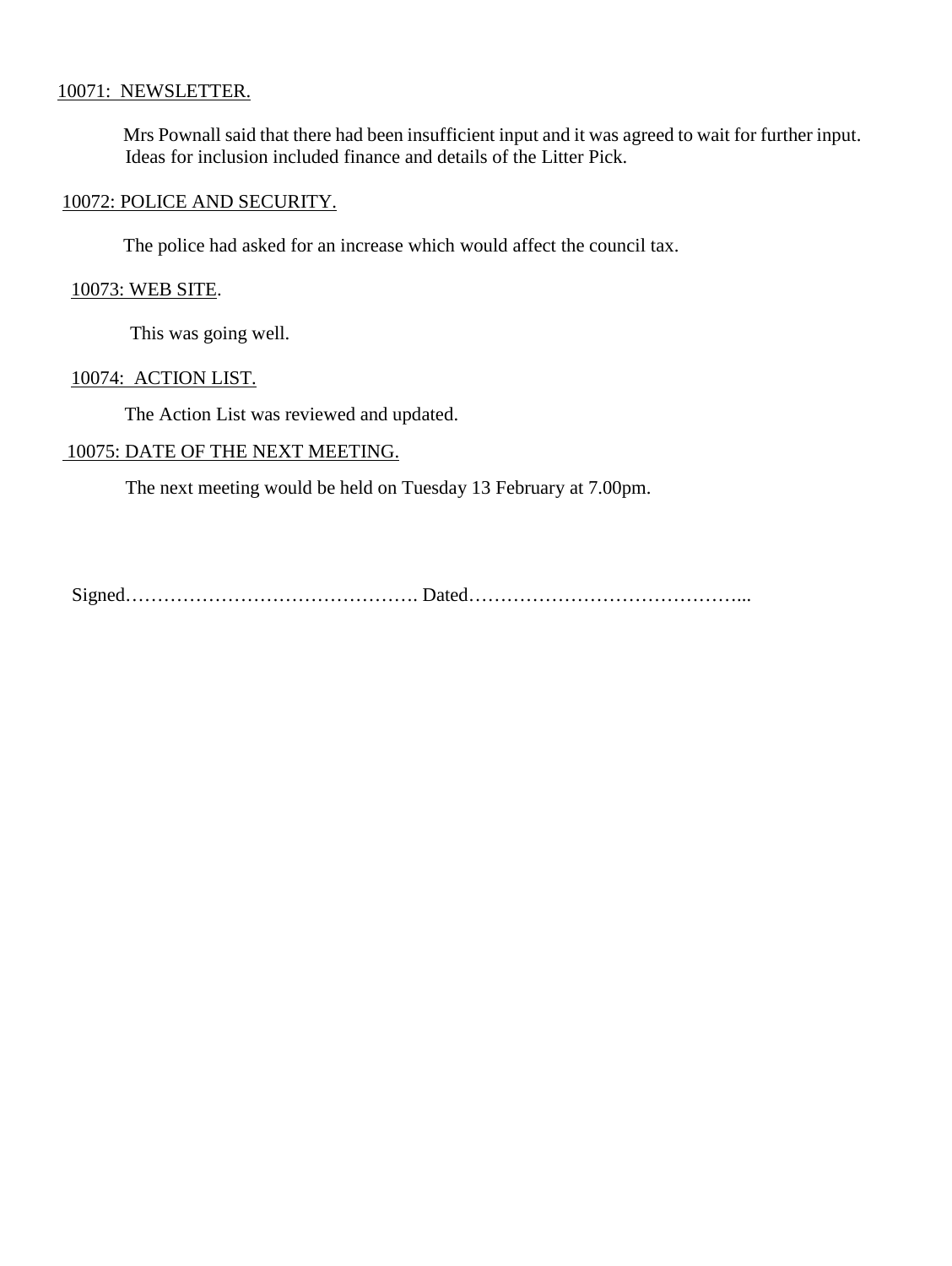10071: NEWSLETTER.

Mrs Pownall said that there had been insufficient input and it was agreed to wait for further input. Ideas for inclusion included finance and details of the Litter Pick.

10072: POLICE AND SECURITY.

The police had asked for an increase which would affect the council tax.

10073: WEB SITE.

This was going well.

10074: ACTION LIST.

The Action List was reviewed and updated.

10075: DATE OF THE NEXT MEETING.

The next meeting would be held on Tuesday 13 February at 7.00pm.

Signed………………………………………. Dated……………………………………...